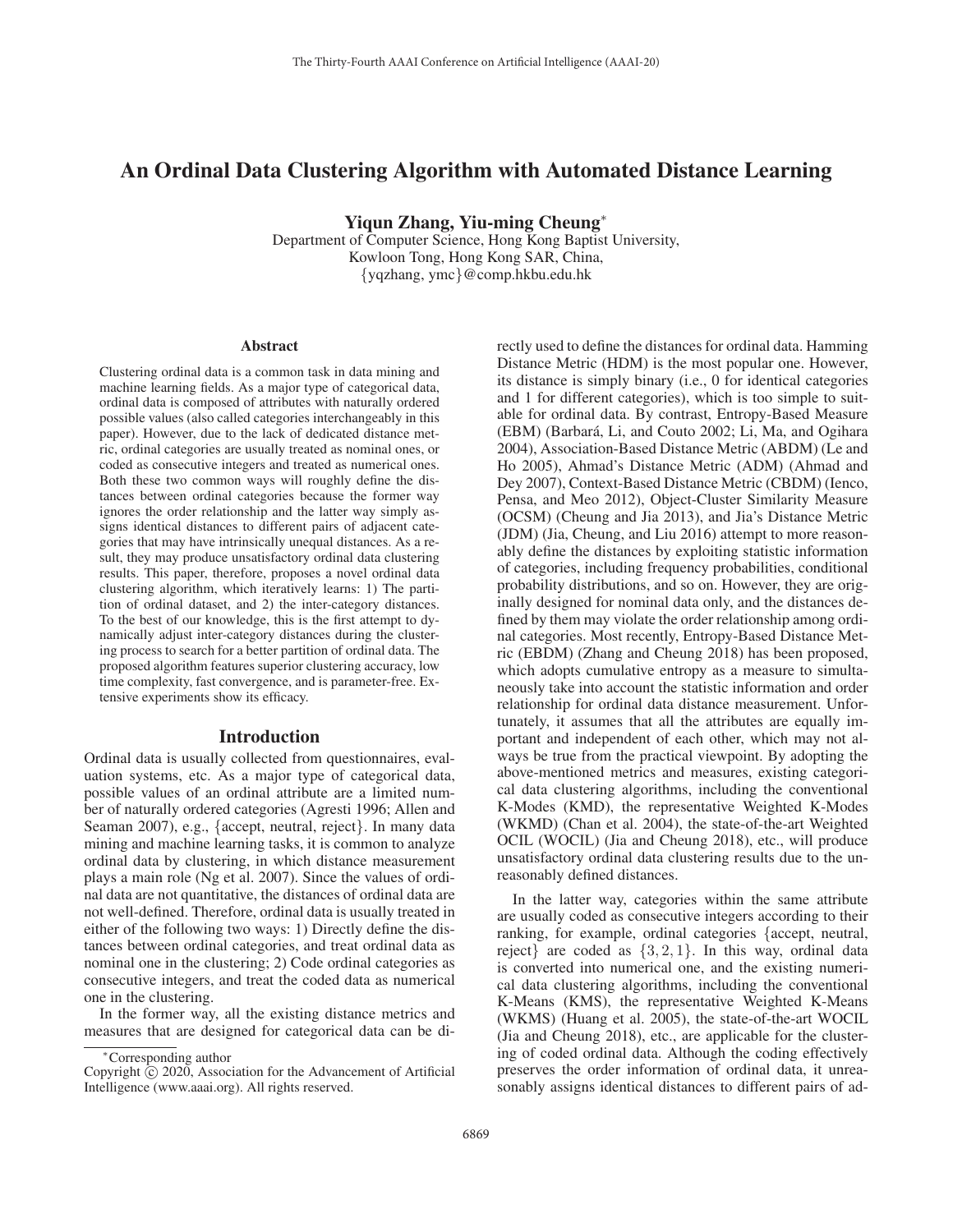# An Ordinal Data Clustering Algorithm with Automated Distance Learning

**Yiqun Zhang, Yiu-ming Cheung***

Department of Computer Science, Hong Kong Baptist University,
Kowloon Tong, Hong Kong SAR, China,
{yqzhang, ymc}@comp.hkbu.edu.hk

## Abstract

Clustering ordinal data is a common task in data mining and machine learning fields. As a major type of categorical data, ordinal data is composed of attributes with naturally ordered possible values (also called categories interchangeably in this paper). However, due to the lack of dedicated distance metric, ordinal categories are usually treated as nominal ones, or coded as consecutive integers and treated as numerical ones. Both these two common ways will roughly define the distances between ordinal categories because the former way ignores the order relationship and the latter way simply assigns identical distances to different pairs of adjacent categories that may have intrinsically unequal distances. As a result, they may produce unsatisfactory ordinal data clustering results. This paper, therefore, proposes a novel ordinal data clustering algorithm, which iteratively learns: 1) The partition of ordinal dataset, and 2) the inter-category distances. To the best of our knowledge, this is the first attempt to dynamically adjust inter-category distances during the clustering process to search for a better partition of ordinal data. The proposed algorithm features superior clustering accuracy, low time complexity, fast convergence, and is parameter-free. Extensive experiments show its efficacy.

## Introduction

Ordinal data is usually collected from questionnaires, evaluation systems, etc. As a major type of categorical data, possible values of an ordinal attribute are a limited number of naturally ordered categories (Agresti 1996; Allen and Seaman 2007), e.g., {accept, neutral, reject}. In many data mining and machine learning tasks, it is common to analyze ordinal data by clustering, in which distance measurement plays a main role (Ng et al. 2007). Since the values of ordinal data are not quantitative, the distances of ordinal data are not well-defined. Therefore, ordinal data is usually treated in either of the following two ways: 1) Directly define the distances between ordinal categories, and treat ordinal data as nominal one in the clustering; 2) Code ordinal categories as consecutive integers, and treat the coded data as numerical one in the clustering.

In the former way, all the existing distance metrics and measures that are designed for categorical data can be directly used to define the distances for ordinal data. Hamming Distance Metric (HDM) is the most popular one. However, its distance is simply binary (i.e., 0 for identical categories and 1 for different categories), which is too simple to suitable for ordinal data. By contrast, Entropy-Based Measure (EBM) (Barbará, Li, and Couto 2002; Li, Ma, and Ogihara 2004), Association-Based Distance Metric (ABDM) (Le and Ho 2005), Ahmad's Distance Metric (ADM) (Ahmad and Dey 2007), Context-Based Distance Metric (CBDM) (Ienco, Pensa, and Meo 2012), Object-Cluster Similarity Measure (OCSM) (Cheung and Jia 2013), and Jia's Distance Metric (JDM) (Jia, Cheung, and Liu 2016) attempt to more reasonably define the distances by exploiting statistic information of categories, including frequency probabilities, conditional probability distributions, and so on. However, they are originally designed for nominal data only, and the distances defined by them may violate the order relationship among ordinal categories. Most recently, Entropy-Based Distance Metric (EBDM) (Zhang and Cheung 2018) has been proposed, which adopts cumulative entropy as a measure to simultaneously take into account the statistic information and order relationship for ordinal data distance measurement. Unfortunately, it assumes that all the attributes are equally important and independent of each other, which may not always be true from the practical viewpoint. By adopting the above-mentioned metrics and measures, existing categorical data clustering algorithms, including the conventional K-Modes (KMD), the representative Weighted K-Modes (WKMD) (Chan et al. 2004), the state-of-the-art Weighted OCIL (WOCIL) (Jia and Cheung 2018), etc., will produce unsatisfactory ordinal data clustering results due to the unreasonably defined distances.

In the latter way, categories within the same attribute are usually coded as consecutive integers according to their ranking, for example, ordinal categories {accept, neutral, reject} are coded as $\{3, 2, 1\}$. In this way, ordinal data is converted into numerical one, and the existing numerical data clustering algorithms, including the conventional K-Means (KMS), the representative Weighted K-Means (WKMS) (Huang et al. 2005), the state-of-the-art WOCIL (Jia and Cheung 2018), etc., are applicable for the clustering of coded ordinal data. Although the coding effectively preserves the order information of ordinal data, it unreasonably assigns identical distances to different pairs of ad-

*Corresponding author

Copyright © 2020, Association for the Advancement of Artificial Intelligence (www.aaai.org). All rights reserved.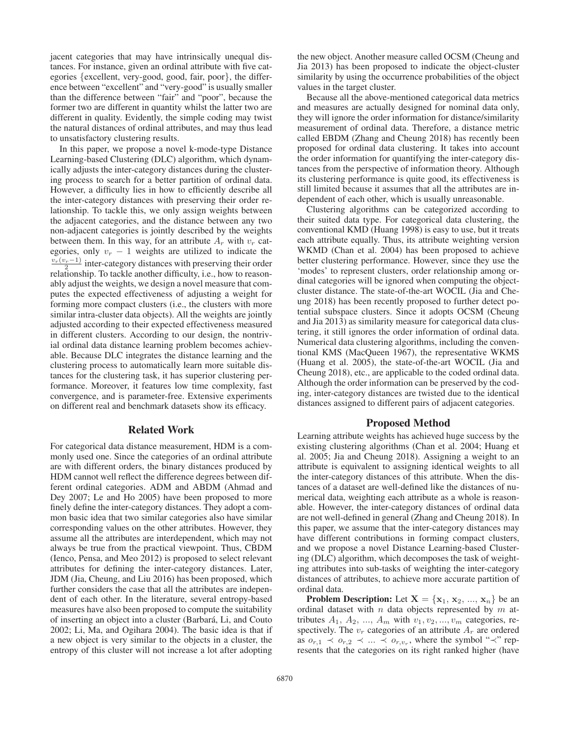jacent categories that may have intrinsically unequal distances. For instance, given an ordinal attribute with five categories {excellent, very-good, good, fair, poor}, the difference between "excellent" and "very-good" is usually smaller than the difference between "fair" and "poor", because the former two are different in quantity whilst the latter two are different in quality. Evidently, the simple coding may twist the natural distances of ordinal attributes, and may thus lead to unsatisfactory clustering results.

In this paper, we propose a novel k-mode-type Distance Learning-based Clustering (DLC) algorithm, which dynamically adjusts the inter-category distances during the clustering process to search for a better partition of ordinal data. However, a difficulty lies in how to efficiently describe all the inter-category distances with preserving their order relationship. To tackle this, we only assign weights between the adjacent categories, and the distance between any two non-adjacent categories is jointly described by the weights between them. In this way, for an attribute $A_r$ with $v_r$ categories, only $v_r - 1$ weights are utilized to indicate the $\frac{v_r(v_r-1)}{2}$ inter-category distances with preserving their order relationship. To tackle another difficulty, i.e., how to reasonably adjust the weights, we design a novel measure that computes the expected effectiveness of adjusting a weight for forming more compact clusters (i.e., the clusters with more similar intra-cluster data objects). All the weights are jointly adjusted according to their expected effectiveness measured in different clusters. According to our design, the nontrivial ordinal data distance learning problem becomes achievable. Because DLC integrates the distance learning and the clustering process to automatically learn more suitable distances for the clustering task, it has superior clustering performance. Moreover, it features low time complexity, fast convergence, and is parameter-free. Extensive experiments on different real and benchmark datasets show its efficacy.

## Related Work

For categorical data distance measurement, HDM is a commonly used one. Since the categories of an ordinal attribute are with different orders, the binary distances produced by HDM cannot well reflect the difference degrees between different ordinal categories. ADM and ABDM (Ahmad and Dey 2007; Le and Ho 2005) have been proposed to more finely define the inter-category distances. They adopt a common basic idea that two similar categories also have similar corresponding values on the other attributes. However, they assume all the attributes are interdependent, which may not always be true from the practical viewpoint. Thus, CBDM (Ienco, Pensa, and Meo 2012) is proposed to select relevant attributes for defining the inter-category distances. Later, JDM (Jia, Cheung, and Liu 2016) has been proposed, which further considers the case that all the attributes are independent of each other. In the literature, several entropy-based measures have also been proposed to compute the suitability of inserting an object into a cluster (Barbará, Li, and Couto 2002; Li, Ma, and Ogihara 2004). The basic idea is that if a new object is very similar to the objects in a cluster, the entropy of this cluster will not increase a lot after adopting the new object. Another measure called OCSM (Cheung and Jia 2013) has been proposed to indicate the object-cluster similarity by using the occurrence probabilities of the object values in the target cluster.

Because all the above-mentioned categorical data metrics and measures are actually designed for nominal data only, they will ignore the order information for distance/similarity measurement of ordinal data. Therefore, a distance metric called EBDM (Zhang and Cheung 2018) has recently been proposed for ordinal data clustering. It takes into account the order information for quantifying the inter-category distances from the perspective of information theory. Although its clustering performance is quite good, its effectiveness is still limited because it assumes that all the attributes are independent of each other, which is usually unreasonable.

Clustering algorithms can be categorized according to their suited data type. For categorical data clustering, the conventional KMD (Huang 1998) is easy to use, but it treats each attribute equally. Thus, its attribute weighting version WKMD (Chan et al. 2004) has been proposed to achieve better clustering performance. However, since they use the 'modes' to represent clusters, order relationship among ordinal categories will be ignored when computing the object-cluster distance. The state-of-the-art WOCIL (Jia and Cheung 2018) has been recently proposed to further detect potential subspace clusters. Since it adopts OCSM (Cheung and Jia 2013) as similarity measure for categorical data clustering, it still ignores the order information of ordinal data. Numerical data clustering algorithms, including the conventional KMS (MacQueen 1967), the representative WKMS (Huang et al. 2005), the state-of-the-art WOCIL (Jia and Cheung 2018), etc., are applicable to the coded ordinal data. Although the order information can be preserved by the coding, inter-category distances are twisted due to the identical distances assigned to different pairs of adjacent categories.

## Proposed Method

Learning attribute weights has achieved huge success by the existing clustering algorithms (Chan et al. 2004; Huang et al. 2005; Jia and Cheung 2018). Assigning a weight to an attribute is equivalent to assigning identical weights to all the inter-category distances of this attribute. When the distances of a dataset are well-defined like the distances of numerical data, weighting each attribute as a whole is reasonable. However, the inter-category distances of ordinal data are not well-defined in general (Zhang and Cheung 2018). In this paper, we assume that the inter-category distances may have different contributions in forming compact clusters, and we propose a novel Distance Learning-based Clustering (DLC) algorithm, which decomposes the task of weighting attributes into sub-tasks of weighting the inter-category distances of attributes, to achieve more accurate partition of ordinal data.

**Problem Description:** Let $\mathbf{X} = \{\mathbf{x}_1, \mathbf{x}_2, ..., \mathbf{x}_n\}$ be an ordinal dataset with $n$ data objects represented by $m$ attributes $A_1, A_2, ..., A_m$ with $v_1, v_2, ..., v_m$ categories, respectively. The $v_r$ categories of an attribute $A_r$ are ordered as $o_{r,1} \prec o_{r,2} \prec ... \prec o_{r,v_r}$, where the symbol "$\prec$" represents that the categories on its right ranked higher (have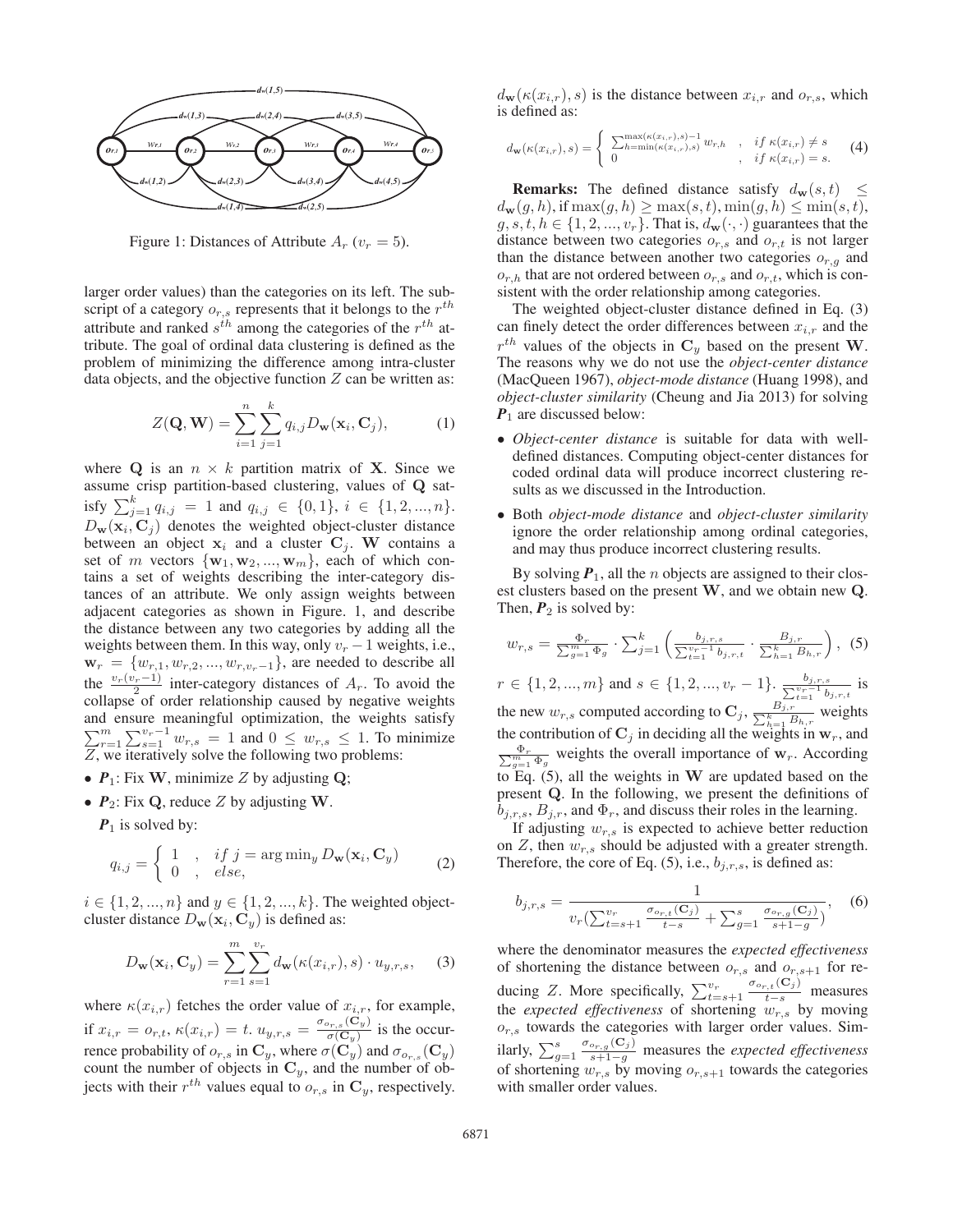Figure 1: Distances of Attribute $A_r$ ($v_r = 5$).

larger order values) than the categories on its left. The subscript of a category $o_{r,s}$ represents that it belongs to the $r^{th}$ attribute and ranked $s^{th}$ among the categories of the $r^{th}$ attribute. The goal of ordinal data clustering is defined as the problem of minimizing the difference among intra-cluster data objects, and the objective function $Z$ can be written as:

$$Z(\mathbf{Q}, \mathbf{W}) = \sum_{i=1}^{n} \sum_{j=1}^{k} q_{i,j} D_{\mathbf{w}}(\mathbf{x}_i, \mathbf{C}_j), \tag{1}$$

where $\mathbf{Q}$ is an $n \times k$ partition matrix of $\mathbf{X}$. Since we assume crisp partition-based clustering, values of $\mathbf{Q}$ satisfy $\sum_{j=1}^{k} q_{i,j} = 1$ and $q_{i,j} \in \{0, 1\}$, $i \in \{1, 2, ..., n\}$. $D_{\mathbf{w}}(\mathbf{x}_i, \mathbf{C}_j)$ denotes the weighted object-cluster distance between an object $\mathbf{x}_i$ and a cluster $\mathbf{C}_j$. $\mathbf{W}$ contains a set of $m$ vectors $\{\mathbf{w}_1, \mathbf{w}_2, ..., \mathbf{w}_m\}$, each of which contains a set of weights describing the inter-category distances of an attribute. We only assign weights between adjacent categories as shown in Figure. 1, and describe the distance between any two categories by adding all the weights between them. In this way, only $v_r - 1$ weights, i.e., $\mathbf{w}_r = \{w_{r,1}, w_{r,2}, ..., w_{r,v_r-1}\}$, are needed to describe all the $\frac{v_r(v_r-1)}{2}$ inter-category distances of $A_r$. To avoid the collapse of order relationship caused by negative weights and ensure meaningful optimization, the weights satisfy $\sum_{r=1}^{m} \sum_{s=1}^{v_r-1} w_{r,s} = 1$ and $0 \le w_{r,s} \le 1$. To minimize $Z$, we iteratively solve the following two problems:

- $\boldsymbol{P}_1$: Fix $\mathbf{W}$, minimize $Z$ by adjusting $\mathbf{Q}$;
- $\boldsymbol{P}_2$: Fix $\mathbf{Q}$, reduce $Z$ by adjusting $\mathbf{W}$.

$\boldsymbol{P}_1$ is solved by:

$$q_{i,j} = \begin{cases} 1 & , \quad if\ j = \arg\min_y D_{\mathbf{w}}(\mathbf{x}_i, \mathbf{C}_y) \\ 0 & , \quad else, \end{cases} \tag{2}$$

$i \in \{1, 2, ..., n\}$ and $y \in \{1, 2, ..., k\}$. The weighted object-cluster distance $D_{\mathbf{w}}(\mathbf{x}_i, \mathbf{C}_y)$ is defined as:

$$D_{\mathbf{w}}(\mathbf{x}_i, \mathbf{C}_y) = \sum_{r=1}^{m} \sum_{s=1}^{v_r} d_{\mathbf{w}}(\kappa(x_{i,r}), s) \cdot u_{y,r,s}, \tag{3}$$

where $\kappa(x_{i,r})$ fetches the order value of $x_{i,r}$, for example, if $x_{i,r} = o_{r,t}$, $\kappa(x_{i,r}) = t$. $u_{y,r,s} = \frac{\sigma_{o_{r,s}}(\mathbf{C}_y)}{\sigma(\mathbf{C}_y)}$ is the occurrence probability of $o_{r,s}$ in $\mathbf{C}_y$, where $\sigma(\mathbf{C}_y)$ and $\sigma_{o_{r,s}}(\mathbf{C}_y)$ count the number of objects in $\mathbf{C}_y$, and the number of objects with their $r^{th}$ values equal to $o_{r,s}$ in $\mathbf{C}_y$, respectively.

$d_{\mathbf{w}}(\kappa(x_{i,r}), s)$ is the distance between $x_{i,r}$ and $o_{r,s}$, which is defined as:

$$d_{\mathbf{w}}(\kappa(x_{i,r}), s) = \begin{cases} \sum_{h=\min(\kappa(x_{i,r}),s)}^{\max(\kappa(x_{i,r}),s)-1} w_{r,h} & , \quad if\ \kappa(x_{i,r}) \neq s \\ 0 & , \quad if\ \kappa(x_{i,r}) = s. \end{cases} \tag{4}$$

**Remarks:** The defined distance satisfy $d_{\mathbf{w}}(s, t) \le d_{\mathbf{w}}(g, h)$, if $\max(g, h) \ge \max(s, t)$, $\min(g, h) \le \min(s, t)$, $g, s, t, h \in \{1, 2, ..., v_r\}$. That is, $d_{\mathbf{w}}(\cdot, \cdot)$ guarantees that the distance between two categories $o_{r,s}$ and $o_{r,t}$ is not larger than the distance between another two categories $o_{r,g}$ and $o_{r,h}$ that are not ordered between $o_{r,s}$ and $o_{r,t}$, which is consistent with the order relationship among categories.

The weighted object-cluster distance defined in Eq. (3) can finely detect the order differences between $x_{i,r}$ and the $r^{th}$ values of the objects in $\mathbf{C}_y$ based on the present $\mathbf{W}$. The reasons why we do not use the *object-center distance* (MacQueen 1967), *object-mode distance* (Huang 1998), and *object-cluster similarity* (Cheung and Jia 2013) for solving $\boldsymbol{P}_1$ are discussed below:

- *Object-center distance* is suitable for data with well-defined distances. Computing object-center distances for coded ordinal data will produce incorrect clustering results as we discussed in the Introduction.
- Both *object-mode distance* and *object-cluster similarity* ignore the order relationship among ordinal categories, and may thus produce incorrect clustering results.

By solving $\boldsymbol{P}_1$, all the $n$ objects are assigned to their closest clusters based on the present $\mathbf{W}$, and we obtain new $\mathbf{Q}$. Then, $\boldsymbol{P}_2$ is solved by:

$$w_{r,s} = \frac{\Phi_r}{\sum_{g=1}^{m} \Phi_g} \cdot \sum_{j=1}^{k} \left( \frac{b_{j,r,s}}{\sum_{t=1}^{v_r-1} b_{j,r,t}} \cdot \frac{B_{j,r}}{\sum_{h=1}^{k} B_{h,r}} \right), \tag{5}$$

$r \in \{1, 2, ..., m\}$ and $s \in \{1, 2, ..., v_r - 1\}$. $\frac{b_{j,r,s}}{\sum_{t=1}^{v_r-1} b_{j,r,t}}$ is the new $w_{r,s}$ computed according to $\mathbf{C}_j$, $\frac{B_{j,r}}{\sum_{h=1}^{k} B_{h,r}}$ weights the contribution of $\mathbf{C}_j$ in deciding all the weights in $\mathbf{w}_r$, and $\frac{\Phi_r}{\sum_{g=1}^{m} \Phi_g}$ weights the overall importance of $\mathbf{w}_r$. According to Eq. (5), all the weights in $\mathbf{W}$ are updated based on the present $\mathbf{Q}$. In the following, we present the definitions of $b_{j,r,s}$, $B_{j,r}$, and $\Phi_r$, and discuss their roles in the learning.

If adjusting $w_{r,s}$ is expected to achieve better reduction on $Z$, then $w_{r,s}$ should be adjusted with a greater strength. Therefore, the core of Eq. (5), i.e., $b_{j,r,s}$, is defined as:

$$b_{j,r,s} = \frac{1}{v_r(\sum_{t=s+1}^{v_r} \frac{\sigma_{o_{r,t}}(\mathbf{C}_j)}{t-s} + \sum_{g=1}^{s} \frac{\sigma_{o_{r,g}}(\mathbf{C}_j)}{s+1-g})}, \tag{6}$$

where the denominator measures the *expected effectiveness* of shortening the distance between $o_{r,s}$ and $o_{r,s+1}$ for reducing $Z$. More specifically, $\sum_{t=s+1}^{v_r} \frac{\sigma_{o_{r,t}}(\mathbf{C}_j)}{t-s}$ measures the *expected effectiveness* of shortening $w_{r,s}$ by moving $o_{r,s}$ towards the categories with larger order values. Similarly, $\sum_{g=1}^{s} \frac{\sigma_{o_{r,g}}(\mathbf{C}_j)}{s+1-g}$ measures the *expected effectiveness* of shortening $w_{r,s}$ by moving $o_{r,s+1}$ towards the categories with smaller order values.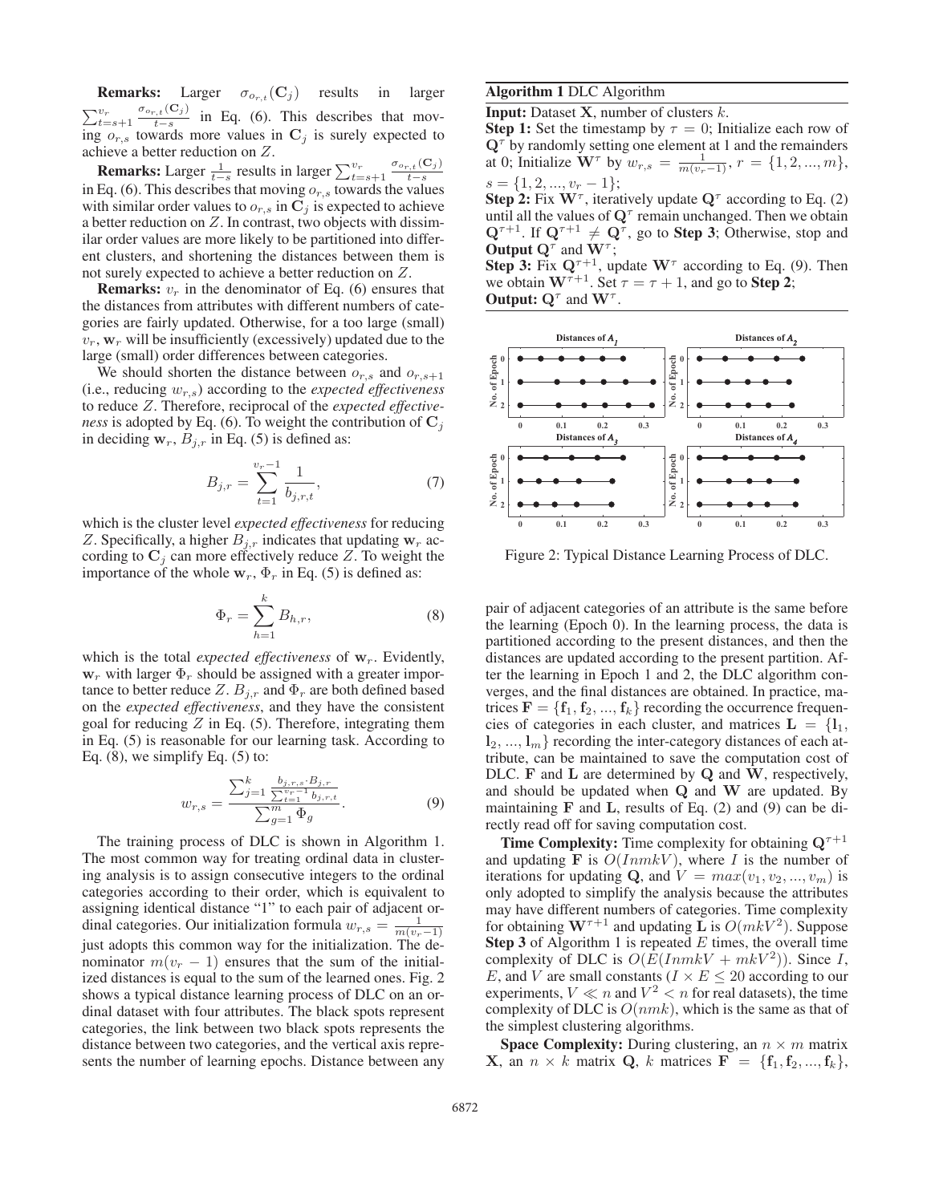**Remarks:** Larger $\sigma_{o_{r,t}}(\mathbf{C}_j)$ results in larger $\sum_{t=s+1}^{v_r} \frac{\sigma_{o_{r,t}}(\mathbf{C}_j)}{t-s}$ in Eq. (6). This describes that moving $o_{r,s}$ towards more values in $\mathbf{C}_j$ is surely expected to achieve a better reduction on $Z$.

**Remarks:** Larger $\frac{1}{t-s}$ results in larger $\sum_{t=s+1}^{v_r} \frac{\sigma_{o_{r,t}}(\mathbf{C}_j)}{t-s}$ in Eq. (6). This describes that moving $o_{r,s}$ towards the values with similar order values to $o_{r,s}$ in $\mathbf{C}_j$ is expected to achieve a better reduction on $Z$. In contrast, two objects with dissimilar order values are more likely to be partitioned into different clusters, and shortening the distances between them is not surely expected to achieve a better reduction on $Z$.

**Remarks:** $v_r$ in the denominator of Eq. (6) ensures that the distances from attributes with different numbers of categories are fairly updated. Otherwise, for a too large (small) $v_r$, $\mathbf{w}_r$ will be insufficiently (excessively) updated due to the large (small) order differences between categories.

We should shorten the distance between $o_{r,s}$ and $o_{r,s+1}$ (i.e., reducing $w_{r,s}$) according to the *expected effectiveness* to reduce $Z$. Therefore, reciprocal of the *expected effectiveness* is adopted by Eq. (6). To weight the contribution of $\mathbf{C}_j$ in deciding $\mathbf{w}_r$, $B_{j,r}$ in Eq. (5) is defined as:

$$B_{j,r} = \sum_{t=1}^{v_r-1} \frac{1}{b_{j,r,t}}, \tag{7}$$

which is the cluster level *expected effectiveness* for reducing $Z$. Specifically, a higher $B_{j,r}$ indicates that updating $\mathbf{w}_r$ according to $\mathbf{C}_j$ can more effectively reduce $Z$. To weight the importance of the whole $\mathbf{w}_r$, $\Phi_r$ in Eq. (5) is defined as:

$$\Phi_r = \sum_{h=1}^{k} B_{h,r}, \tag{8}$$

which is the total *expected effectiveness* of $\mathbf{w}_r$. Evidently, $\mathbf{w}_r$ with larger $\Phi_r$ should be assigned with a greater importance to better reduce $Z$. $B_{j,r}$ and $\Phi_r$ are both defined based on the *expected effectiveness*, and they have the consistent goal for reducing $Z$ in Eq. (5). Therefore, integrating them in Eq. (5) is reasonable for our learning task. According to Eq. (8), we simplify Eq. (5) to:

$$w_{r,s} = \frac{\sum_{j=1}^{k} \frac{b_{j,r,s} \cdot B_{j,r}}{\sum_{t=1}^{v_r-1} b_{j,r,t}}}{\sum_{g=1}^{m} \Phi_g}. \tag{9}$$

The training process of DLC is shown in Algorithm 1. The most common way for treating ordinal data in clustering analysis is to assign consecutive integers to the ordinal categories according to their order, which is equivalent to assigning identical distance "1" to each pair of adjacent ordinal categories. Our initialization formula $w_{r,s} = \frac{1}{m(v_r-1)}$ just adopts this common way for the initialization. The denominator $m(v_r - 1)$ ensures that the sum of the initialized distances is equal to the sum of the learned ones. Fig. 2 shows a typical distance learning process of DLC on an ordinal dataset with four attributes. The black spots represent categories, the link between two black spots represents the distance between two categories, and the vertical axis represents the number of learning epochs. Distance between any pair of adjacent categories of an attribute is the same before the learning (Epoch 0). In the learning process, the data is partitioned according to the present distances, and then the distances are updated according to the present partition. After the learning in Epoch 1 and 2, the DLC algorithm converges, and the final distances are obtained. In practice, matrices $\mathbf{F} = \{\mathbf{f}_1, \mathbf{f}_2, ..., \mathbf{f}_k\}$ recording the occurrence frequencies of categories in each cluster, and matrices $\mathbf{L} = \{\mathbf{l}_1, \mathbf{l}_2, ..., \mathbf{l}_m\}$ recording the inter-category distances of each attribute, can be maintained to save the computation cost of DLC. $\mathbf{F}$ and $\mathbf{L}$ are determined by $\mathbf{Q}$ and $\mathbf{W}$, respectively, and should be updated when $\mathbf{Q}$ and $\mathbf{W}$ are updated. By maintaining $\mathbf{F}$ and $\mathbf{L}$, results of Eq. (2) and (9) can be directly read off for saving computation cost.

---

**Algorithm 1** DLC Algorithm

**Input:** Dataset $\mathbf{X}$, number of clusters $k$.

**Step 1:** Set the timestamp by $\tau = 0$; Initialize each row of $\mathbf{Q}^\tau$ by randomly setting one element at 1 and the remainders at 0; Initialize $\mathbf{W}^\tau$ by $w_{r,s} = \frac{1}{m(v_r-1)}$, $r = \{1, 2, ..., m\}$, $s = \{1, 2, ..., v_r - 1\}$;

**Step 2:** Fix $\mathbf{W}^\tau$, iteratively update $\mathbf{Q}^\tau$ according to Eq. (2) until all the values of $\mathbf{Q}^\tau$ remain unchanged. Then we obtain $\mathbf{Q}^{\tau+1}$. If $\mathbf{Q}^{\tau+1} \neq \mathbf{Q}^\tau$, go to **Step 3**; Otherwise, stop and **Output** $\mathbf{Q}^\tau$ and $\mathbf{W}^\tau$;

**Step 3:** Fix $\mathbf{Q}^{\tau+1}$, update $\mathbf{W}^\tau$ according to Eq. (9). Then we obtain $\mathbf{W}^{\tau+1}$. Set $\tau = \tau + 1$, and go to **Step 2**;

**Output:** $\mathbf{Q}^\tau$ and $\mathbf{W}^\tau$.

---

Figure 2: Typical Distance Learning Process of DLC.

**Time Complexity:** Time complexity for obtaining $\mathbf{Q}^{\tau+1}$ and updating $\mathbf{F}$ is $O(InmkV)$, where $I$ is the number of iterations for updating $\mathbf{Q}$, and $V = max(v_1, v_2, ..., v_m)$ is only adopted to simplify the analysis because the attributes may have different numbers of categories. Time complexity for obtaining $\mathbf{W}^{\tau+1}$ and updating $\mathbf{L}$ is $O(mkV^2)$. Suppose **Step 3** of Algorithm 1 is repeated $E$ times, the overall time complexity of DLC is $O(E(InmkV + mkV^2))$. Since $I$, $E$, and $V$ are small constants ($I \times E \leq 20$ according to our experiments, $V \ll n$ and $V^2 < n$ for real datasets), the time complexity of DLC is $O(nmk)$, which is the same as that of the simplest clustering algorithms.

**Space Complexity:** During clustering, an $n \times m$ matrix $\mathbf{X}$, an $n \times k$ matrix $\mathbf{Q}$, $k$ matrices $\mathbf{F} = \{\mathbf{f}_1, \mathbf{f}_2, ..., \mathbf{f}_k\}$,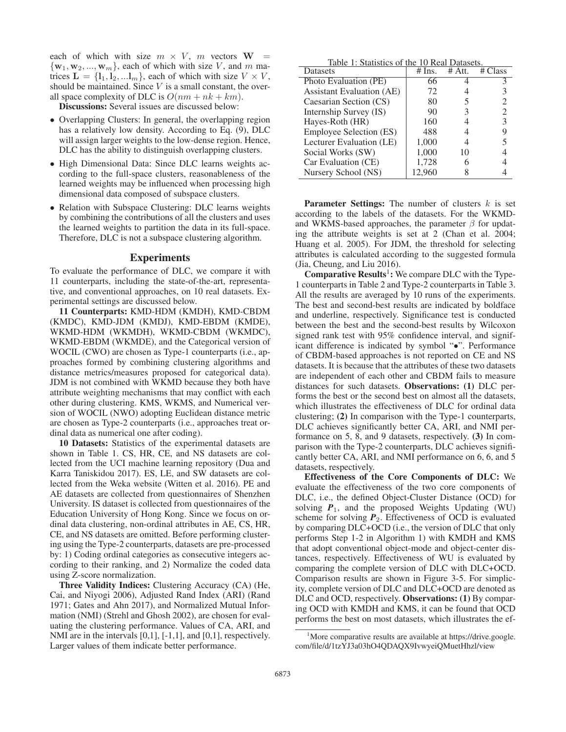each of which with size $m \times V$, $m$ vectors $\mathbf{W} = \{\mathbf{w}_1, \mathbf{w}_2, ..., \mathbf{w}_m\}$, each of which with size $V$, and $m$ matrices $\mathbf{L} = \{\mathbf{l}_1, \mathbf{l}_2, ...\mathbf{l}_m\}$, each of which with size $V \times V$, should be maintained. Since $V$ is a small constant, the overall space complexity of DLC is $O(nm + nk + km)$.

**Discussions:** Several issues are discussed below:

- Overlapping Clusters: In general, the overlapping region has a relatively low density. According to Eq. (9), DLC will assign larger weights to the low-dense region. Hence, DLC has the ability to distinguish overlapping clusters.
- High Dimensional Data: Since DLC learns weights according to the full-space clusters, reasonableness of the learned weights may be influenced when processing high dimensional data composed of subspace clusters.
- Relation with Subspace Clustering: DLC learns weights by combining the contributions of all the clusters and uses the learned weights to partition the data in its full-space. Therefore, DLC is not a subspace clustering algorithm.

## Experiments

To evaluate the performance of DLC, we compare it with 11 counterparts, including the state-of-the-art, representative, and conventional approaches, on 10 real datasets. Experimental settings are discussed below.

**11 Counterparts:** KMD-HDM (KMDH), KMD-CBDM (KMDC), KMD-JDM (KMDJ), KMD-EBDM (KMDE), WKMD-HDM (WKMDH), WKMD-CBDM (WKMDC), WKMD-EBDM (WKMDE), and the Categorical version of WOCIL (CWO) are chosen as Type-1 counterparts (i.e., approaches formed by combining clustering algorithms and distance metrics/measures proposed for categorical data). JDM is not combined with WKMD because they both have attribute weighting mechanisms that may conflict with each other during clustering. KMS, WKMS, and Numerical version of WOCIL (NWO) adopting Euclidean distance metric are chosen as Type-2 counterparts (i.e., approaches treat ordinal data as numerical one after coding).

**10 Datasets:** Statistics of the experimental datasets are shown in Table 1. CS, HR, CE, and NS datasets are collected from the UCI machine learning repository (Dua and Karra Taniskidou 2017). ES, LE, and SW datasets are collected from the Weka website (Witten et al. 2016). PE and AE datasets are collected from questionnaires of Shenzhen University. IS dataset is collected from questionnaires of the Education University of Hong Kong. Since we focus on ordinal data clustering, non-ordinal attributes in AE, CS, HR, CE, and NS datasets are omitted. Before performing clustering using the Type-2 counterparts, datasets are pre-processed by: 1) Coding ordinal categories as consecutive integers according to their ranking, and 2) Normalize the coded data using Z-score normalization.

**Three Validity Indices:** Clustering Accuracy (CA) (He, Cai, and Niyogi 2006), Adjusted Rand Index (ARI) (Rand 1971; Gates and Ahn 2017), and Normalized Mutual Information (NMI) (Strehl and Ghosh 2002), are chosen for evaluating the clustering performance. Values of CA, ARI, and NMI are in the intervals [0,1], [-1,1], and [0,1], respectively. Larger values of them indicate better performance.

Table 1: Statistics of the 10 Real Datasets.

| Datasets | # Ins. | # Att. | # Class |
|---|---|---|---|
| Photo Evaluation (PE) | 66 | 4 | 3 |
| Assistant Evaluation (AE) | 72 | 4 | 3 |
| Caesarian Section (CS) | 80 | 5 | 2 |
| Internship Survey (IS) | 90 | 3 | 2 |
| Hayes-Roth (HR) | 160 | 4 | 3 |
| Employee Selection (ES) | 488 | 4 | 9 |
| Lecturer Evaluation (LE) | 1,000 | 4 | 5 |
| Social Works (SW) | 1,000 | 10 | 4 |
| Car Evaluation (CE) | 1,728 | 6 | 4 |
| Nursery School (NS) | 12,960 | 8 | 4 |

**Parameter Settings:** The number of clusters $k$ is set according to the labels of the datasets. For the WKMD- and WKMS-based approaches, the parameter $\beta$ for updating the attribute weights is set at 2 (Chan et al. 2004; Huang et al. 2005). For JDM, the threshold for selecting attributes is calculated according to the suggested formula (Jia, Cheung, and Liu 2016).

**Comparative Results**[1]**:** We compare DLC with the Type-1 counterparts in Table 2 and Type-2 counterparts in Table 3. All the results are averaged by 10 runs of the experiments. The best and second-best results are indicated by boldface and underline, respectively. Significance test is conducted between the best and the second-best results by Wilcoxon signed rank test with 95% confidence interval, and significant difference is indicated by symbol "•". Performance of CBDM-based approaches is not reported on CE and NS datasets. It is because that the attributes of these two datasets are independent of each other and CBDM fails to measure distances for such datasets. **Observations: (1)** DLC performs the best or the second best on almost all the datasets, which illustrates the effectiveness of DLC for ordinal data clustering; **(2)** In comparison with the Type-1 counterparts, DLC achieves significantly better CA, ARI, and NMI performance on 5, 8, and 9 datasets, respectively. **(3)** In comparison with the Type-2 counterparts, DLC achieves significantly better CA, ARI, and NMI performance on 6, 6, and 5 datasets, respectively.

**Effectiveness of the Core Components of DLC:** We evaluate the effectiveness of the two core components of DLC, i.e., the defined Object-Cluster Distance (OCD) for solving $\boldsymbol{P}_1$, and the proposed Weights Updating (WU) scheme for solving $\boldsymbol{P}_2$. Effectiveness of OCD is evaluated by comparing DLC+OCD (i.e., the version of DLC that only performs Step 1-2 in Algorithm 1) with KMDH and KMS that adopt conventional object-mode and object-center distances, respectively. Effectiveness of WU is evaluated by comparing the complete version of DLC with DLC+OCD. Comparison results are shown in Figure 3-5. For simplicity, complete version of DLC and DLC+OCD are denoted as DLC and OCD, respectively. **Observations: (1)** By comparing OCD with KMDH and KMS, it can be found that OCD performs the best on most datasets, which illustrates the ef-

[1] More comparative results are available at https://drive.google.com/file/d/1tzYJ3a03hO4QDAQX9IvwyeiQMuetHhzl/view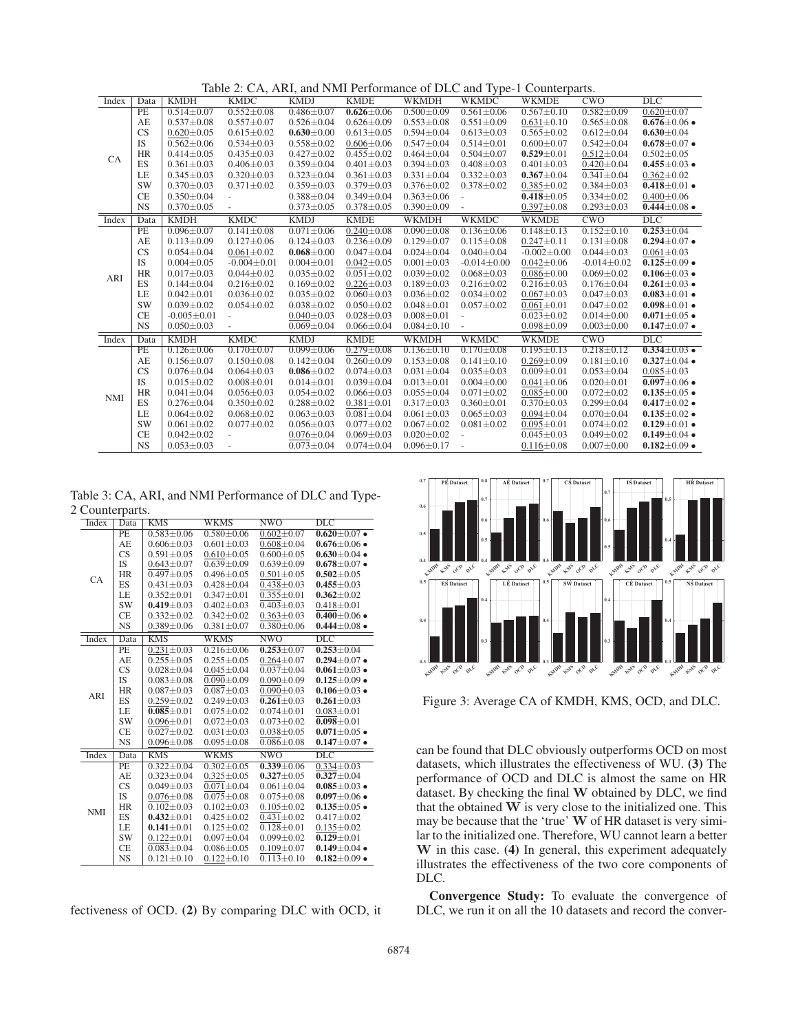Table 2: CA, ARI, and NMI Performance of DLC and Type-1 Counterparts.

| Index | Data | KMDH | KMDC | KMDJ | KMDE | WKMDH | WKMDC | WKMDE | CWO | DLC |
|---|---|---|---|---|---|---|---|---|---|---|
| CA | PE | 0.514±0.07 | 0.552±0.08 | 0.486±0.07 | **0.626**±0.06 | 0.500±0.09 | 0.561±0.06 | 0.567±0.10 | 0.582±0.09 | 0.620±0.07 |
| | AE | 0.537±0.08 | 0.557±0.07 | 0.526±0.04 | 0.626±0.09 | 0.553±0.08 | 0.551±0.09 | 0.631±0.10 | 0.565±0.08 | **0.676**±0.06 • |
| | CS | 0.620±0.05 | 0.615±0.02 | **0.630**±0.00 | 0.613±0.05 | 0.594±0.04 | 0.613±0.03 | 0.565±0.02 | 0.612±0.04 | **0.630**±0.04 |
| | IS | 0.562±0.06 | 0.534±0.03 | 0.558±0.02 | 0.606±0.06 | 0.547±0.04 | 0.514±0.01 | 0.600±0.07 | 0.542±0.04 | **0.678**±0.07 • |
| | HR | 0.414±0.05 | 0.435±0.03 | 0.427±0.02 | 0.455±0.02 | 0.464±0.04 | 0.504±0.07 | **0.529**±0.01 | 0.512±0.04 | 0.502±0.05 |
| | ES | 0.361±0.03 | 0.406±0.03 | 0.359±0.04 | 0.401±0.03 | 0.394±0.03 | 0.408±0.03 | 0.401±0.03 | 0.420±0.04 | **0.455**±0.03 • |
| | LE | 0.345±0.03 | 0.320±0.03 | 0.323±0.04 | 0.361±0.03 | 0.331±0.04 | 0.332±0.03 | **0.367**±0.04 | 0.341±0.04 | 0.362±0.02 |
| | SW | 0.370±0.03 | 0.371±0.02 | 0.359±0.03 | 0.379±0.03 | 0.376±0.02 | 0.378±0.02 | 0.385±0.02 | 0.384±0.03 | **0.418**±0.01 • |
| | CE | 0.350±0.04 | - | 0.388±0.04 | 0.349±0.04 | 0.363±0.06 | - | **0.418**±0.05 | 0.334±0.02 | 0.400±0.06 |
| | NS | 0.370±0.05 | - | 0.373±0.05 | 0.378±0.05 | 0.390±0.09 | - | 0.397±0.08 | 0.293±0.03 | **0.444**±0.08 • |
| Index | Data | KMDH | KMDC | KMDJ | KMDE | WKMDH | WKMDC | WKMDE | CWO | DLC |
| ARI | PE | 0.096±0.07 | 0.141±0.08 | 0.071±0.06 | 0.240±0.08 | 0.090±0.08 | 0.136±0.06 | 0.148±0.13 | 0.152±0.10 | **0.253**±0.04 |
| | AE | 0.113±0.09 | 0.127±0.06 | 0.124±0.03 | 0.236±0.09 | 0.129±0.07 | 0.115±0.08 | 0.247±0.11 | 0.131±0.08 | **0.294**±0.07 • |
| | CS | 0.054±0.04 | 0.061±0.02 | **0.068**±0.00 | 0.047±0.04 | 0.024±0.04 | 0.040±0.04 | -0.002±0.00 | 0.044±0.03 | 0.061±0.03 |
| | IS | 0.004±0.05 | -0.004±0.01 | 0.004±0.01 | 0.042±0.05 | 0.001±0.03 | -0.014±0.00 | 0.042±0.06 | -0.014±0.02 | **0.125**±0.09 • |
| | HR | 0.017±0.03 | 0.044±0.02 | 0.035±0.02 | 0.051±0.02 | 0.039±0.02 | 0.068±0.03 | 0.086±0.00 | 0.069±0.02 | **0.106**±0.03 • |
| | ES | 0.144±0.04 | 0.216±0.02 | 0.169±0.02 | 0.226±0.03 | 0.189±0.03 | 0.216±0.02 | 0.216±0.03 | 0.176±0.04 | **0.261**±0.03 • |
| | LE | 0.042±0.01 | 0.036±0.02 | 0.035±0.02 | 0.060±0.03 | 0.036±0.02 | 0.034±0.02 | 0.067±0.03 | 0.047±0.03 | **0.083**±0.01 • |
| | SW | 0.039±0.02 | 0.054±0.02 | 0.038±0.02 | 0.050±0.02 | 0.048±0.01 | 0.057±0.02 | 0.061±0.01 | 0.047±0.02 | **0.098**±0.01 • |
| | CE | -0.005±0.01 | - | 0.040±0.03 | 0.028±0.03 | 0.008±0.01 | - | 0.023±0.02 | 0.014±0.00 | **0.071**±0.05 • |
| | NS | 0.050±0.03 | - | 0.069±0.04 | 0.066±0.04 | 0.084±0.10 | - | 0.098±0.09 | 0.003±0.00 | **0.147**±0.07 • |
| Index | Data | KMDH | KMDC | KMDJ | KMDE | WKMDH | WKMDC | WKMDE | CWO | DLC |
| NMI | PE | 0.126±0.06 | 0.170±0.07 | 0.099±0.06 | 0.279±0.08 | 0.136±0.10 | 0.170±0.08 | 0.195±0.13 | 0.218±0.12 | **0.334**±0.03 • |
| | AE | 0.156±0.07 | 0.150±0.08 | 0.142±0.04 | 0.260±0.09 | 0.153±0.08 | 0.141±0.10 | 0.269±0.09 | 0.181±0.10 | **0.327**±0.04 • |
| | CS | 0.076±0.04 | 0.064±0.03 | **0.086**±0.02 | 0.074±0.03 | 0.031±0.04 | 0.035±0.03 | 0.009±0.01 | 0.053±0.04 | 0.085±0.03 |
| | IS | 0.015±0.02 | 0.008±0.01 | 0.014±0.01 | 0.039±0.04 | 0.013±0.01 | 0.004±0.00 | 0.041±0.06 | 0.020±0.01 | **0.097**±0.06 • |
| | HR | 0.041±0.04 | 0.056±0.03 | 0.054±0.02 | 0.066±0.03 | 0.055±0.04 | 0.071±0.02 | 0.085±0.00 | 0.072±0.02 | **0.135**±0.05 • |
| | ES | 0.276±0.04 | 0.350±0.02 | 0.288±0.02 | 0.381±0.01 | 0.317±0.03 | 0.360±0.01 | 0.370±0.03 | 0.299±0.04 | **0.417**±0.02 • |
| | LE | 0.064±0.02 | 0.068±0.02 | 0.063±0.03 | 0.081±0.04 | 0.061±0.03 | 0.065±0.03 | 0.094±0.04 | 0.070±0.04 | **0.135**±0.02 • |
| | SW | 0.061±0.02 | 0.077±0.02 | 0.056±0.03 | 0.077±0.02 | 0.067±0.02 | 0.081±0.02 | 0.095±0.01 | 0.074±0.02 | **0.129**±0.01 • |
| | CE | 0.042±0.02 | - | 0.076±0.04 | 0.069±0.03 | 0.020±0.02 | - | 0.045±0.03 | 0.049±0.02 | **0.149**±0.04 • |
| | NS | 0.053±0.03 | - | 0.073±0.04 | 0.074±0.04 | 0.096±0.17 | - | 0.116±0.08 | 0.007±0.00 | **0.182**±0.09 • |

Table 3: CA, ARI, and NMI Performance of DLC and Type-2 Counterparts.

| Index | Data | KMS | WKMS | NWO | DLC |
|---|---|---|---|---|---|
| CA | PE | 0.583±0.06 | 0.580±0.06 | 0.602±0.07 | **0.620**±0.07 • |
| | AE | 0.606±0.03 | 0.601±0.03 | 0.608±0.04 | **0.676**±0.06 • |
| | CS | 0.591±0.05 | 0.610±0.05 | 0.600±0.05 | **0.630**±0.04 • |
| | IS | 0.643±0.07 | 0.639±0.09 | 0.639±0.09 | **0.678**±0.07 • |
| | HR | 0.497±0.05 | 0.496±0.05 | 0.501±0.05 | **0.502**±0.05 |
| | ES | 0.431±0.03 | 0.428±0.04 | 0.438±0.03 | **0.455**±0.03 |
| | LE | 0.352±0.01 | 0.347±0.01 | 0.355±0.01 | **0.362**±0.02 |
| | SW | **0.419**±0.03 | 0.402±0.03 | 0.403±0.03 | 0.418±0.01 |
| | CE | 0.332±0.02 | 0.342±0.02 | 0.363±0.03 | **0.400**±0.06 • |
| | NS | 0.389±0.06 | 0.381±0.07 | 0.380±0.06 | **0.444**±0.08 • |
| Index | Data | KMS | WKMS | NWO | DLC |
| ARI | PE | 0.231±0.03 | 0.216±0.06 | **0.253**±0.07 | **0.253**±0.04 |
| | AE | 0.255±0.05 | 0.255±0.05 | 0.264±0.07 | **0.294**±0.07 • |
| | CS | 0.028±0.04 | 0.045±0.04 | 0.037±0.04 | **0.061**±0.03 • |
| | IS | 0.083±0.08 | 0.090±0.09 | 0.090±0.09 | **0.125**±0.09 • |
| | HR | 0.087±0.03 | 0.087±0.03 | 0.090±0.03 | **0.106**±0.03 • |
| | ES | 0.259±0.02 | 0.249±0.03 | **0.261**±0.03 | **0.261**±0.03 |
| | LE | **0.085**±0.01 | 0.075±0.02 | 0.074±0.01 | 0.083±0.01 |
| | SW | 0.096±0.01 | 0.072±0.03 | 0.073±0.02 | **0.098**±0.01 |
| | CE | 0.027±0.02 | 0.031±0.03 | 0.038±0.05 | **0.071**±0.05 • |
| | NS | 0.096±0.08 | 0.095±0.08 | 0.086±0.08 | **0.147**±0.07 • |
| Index | Data | KMS | WKMS | NWO | DLC |
| NMI | PE | 0.322±0.04 | 0.302±0.05 | **0.339**±0.06 | 0.334±0.03 |
| | AE | 0.323±0.04 | 0.325±0.05 | **0.327**±0.05 | **0.327**±0.04 |
| | CS | 0.049±0.03 | 0.071±0.04 | 0.061±0.04 | **0.085**±0.03 • |
| | IS | 0.076±0.08 | 0.075±0.08 | 0.075±0.08 | **0.097**±0.06 • |
| | HR | 0.102±0.03 | 0.102±0.03 | 0.105±0.02 | **0.135**±0.05 • |
| | ES | **0.432**±0.01 | 0.425±0.02 | 0.431±0.02 | 0.417±0.02 |
| | LE | **0.141**±0.01 | 0.125±0.02 | 0.128±0.01 | 0.135±0.02 |
| | SW | 0.122±0.01 | 0.097±0.04 | 0.099±0.02 | **0.129**±0.01 |
| | CE | 0.083±0.04 | 0.086±0.05 | 0.109±0.07 | **0.149**±0.04 • |
| | NS | 0.121±0.10 | 0.122±0.10 | 0.113±0.10 | **0.182**±0.09 • |

Figure 3: Average CA of KMDH, KMS, OCD, and DLC.

fectiveness of OCD. **(2)** By comparing DLC with OCD, it can be found that DLC obviously outperforms OCD on most datasets, which illustrates the effectiveness of WU. **(3)** The performance of OCD and DLC is almost the same on HR dataset. By checking the final $\mathbf{W}$ obtained by DLC, we find that the obtained $\mathbf{W}$ is very close to the initialized one. This may be because that the 'true' $\mathbf{W}$ of HR dataset is very similar to the initialized one. Therefore, WU cannot learn a better $\mathbf{W}$ in this case. **(4)** In general, this experiment adequately illustrates the effectiveness of the two core components of DLC.

**Convergence Study:** To evaluate the convergence of DLC, we run it on all the 10 datasets and record the conver-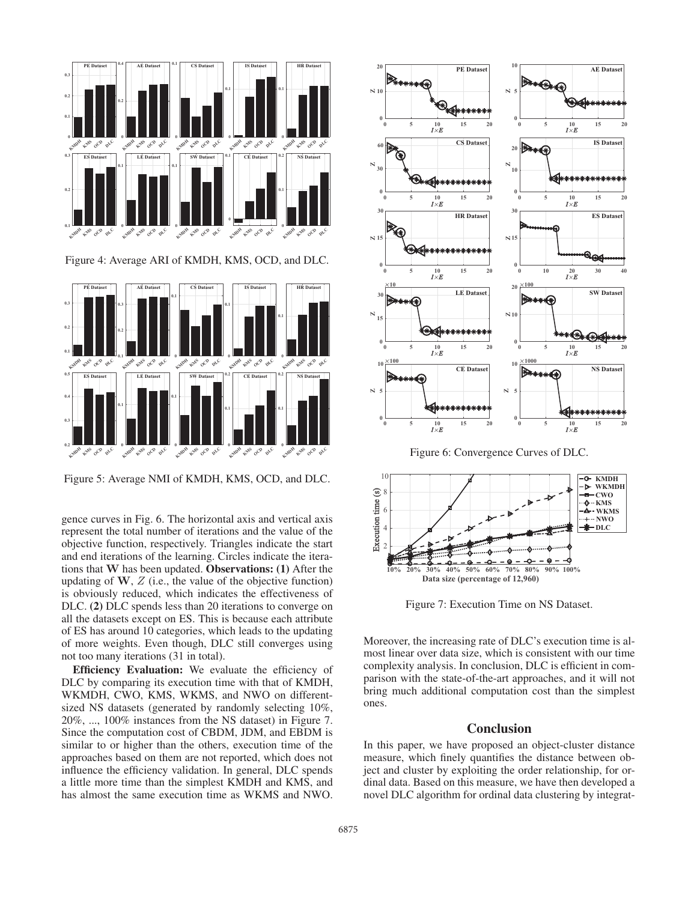Figure 4: Average ARI of KMDH, KMS, OCD, and DLC.

Figure 5: Average NMI of KMDH, KMS, OCD, and DLC.

gence curves in Fig. 6. The horizontal axis and vertical axis represent the total number of iterations and the value of the objective function, respectively. Triangles indicate the start and end iterations of the learning. Circles indicate the iterations that $\mathbf{W}$ has been updated. **Observations: (1)** After the updating of $\mathbf{W}$, $Z$ (i.e., the value of the objective function) is obviously reduced, which indicates the effectiveness of DLC. **(2)** DLC spends less than 20 iterations to converge on all the datasets except on ES. This is because each attribute of ES has around 10 categories, which leads to the updating of more weights. Even though, DLC still converges using not too many iterations (31 in total).

**Efficiency Evaluation:** We evaluate the efficiency of DLC by comparing its execution time with that of KMDH, WKMDH, CWO, KMS, WKMS, and NWO on different-sized NS datasets (generated by randomly selecting 10%, 20%, ..., 100% instances from the NS dataset) in Figure 7. Since the computation cost of CBDM, JDM, and EBDM is similar to or higher than the others, execution time of the approaches based on them are not reported, which does not influence the efficiency validation. In general, DLC spends a little more time than the simplest KMDH and KMS, and has almost the same execution time as WKMS and NWO.

Figure 6: Convergence Curves of DLC.

Figure 7: Execution Time on NS Dataset.

Moreover, the increasing rate of DLC's execution time is almost linear over data size, which is consistent with our time complexity analysis. In conclusion, DLC is efficient in comparison with the state-of-the-art approaches, and it will not bring much additional computation cost than the simplest ones.

## Conclusion

In this paper, we have proposed an object-cluster distance measure, which finely quantifies the distance between object and cluster by exploiting the order relationship, for ordinal data. Based on this measure, we have then developed a novel DLC algorithm for ordinal data clustering by integrat-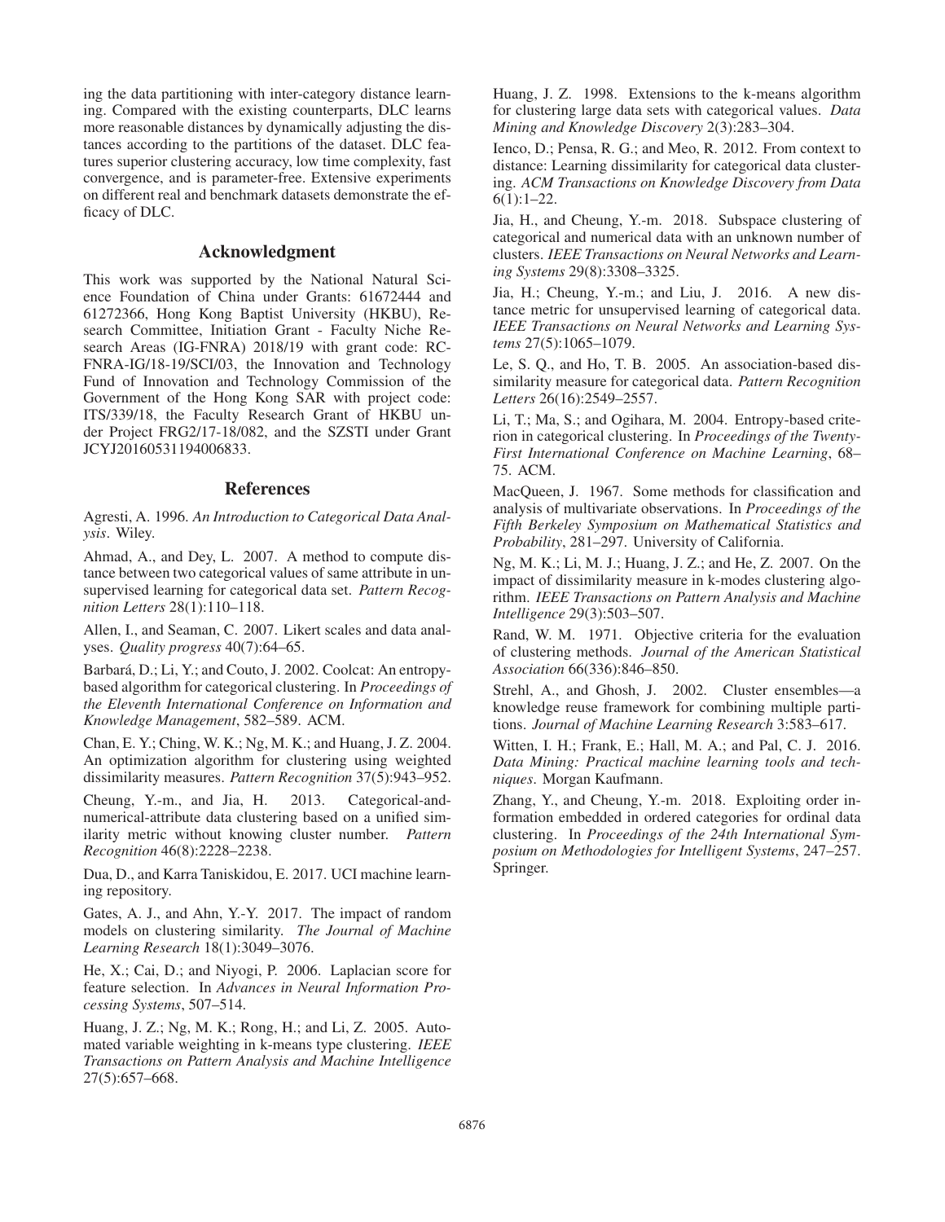ing the data partitioning with inter-category distance learning. Compared with the existing counterparts, DLC learns more reasonable distances by dynamically adjusting the distances according to the partitions of the dataset. DLC features superior clustering accuracy, low time complexity, fast convergence, and is parameter-free. Extensive experiments on different real and benchmark datasets demonstrate the efficacy of DLC.

## Acknowledgment

This work was supported by the National Natural Science Foundation of China under Grants: 61672444 and 61272366, Hong Kong Baptist University (HKBU), Research Committee, Initiation Grant - Faculty Niche Research Areas (IG-FNRA) 2018/19 with grant code: RC-FNRA-IG/18-19/SCI/03, the Innovation and Technology Fund of Innovation and Technology Commission of the Government of the Hong Kong SAR with project code: ITS/339/18, the Faculty Research Grant of HKBU under Project FRG2/17-18/082, and the SZSTI under Grant JCYJ20160531194006833.

## References

Agresti, A. 1996. *An Introduction to Categorical Data Analysis*. Wiley.

Ahmad, A., and Dey, L. 2007. A method to compute distance between two categorical values of same attribute in unsupervised learning for categorical data set. *Pattern Recognition Letters* 28(1):110–118.

Allen, I., and Seaman, C. 2007. Likert scales and data analyses. *Quality progress* 40(7):64–65.

Barbará, D.; Li, Y.; and Couto, J. 2002. Coolcat: An entropy-based algorithm for categorical clustering. In *Proceedings of the Eleventh International Conference on Information and Knowledge Management*, 582–589. ACM.

Chan, E. Y.; Ching, W. K.; Ng, M. K.; and Huang, J. Z. 2004. An optimization algorithm for clustering using weighted dissimilarity measures. *Pattern Recognition* 37(5):943–952.

Cheung, Y.-m., and Jia, H. 2013. Categorical-and-numerical-attribute data clustering based on a unified similarity metric without knowing cluster number. *Pattern Recognition* 46(8):2228–2238.

Dua, D., and Karra Taniskidou, E. 2017. UCI machine learning repository.

Gates, A. J., and Ahn, Y.-Y. 2017. The impact of random models on clustering similarity. *The Journal of Machine Learning Research* 18(1):3049–3076.

He, X.; Cai, D.; and Niyogi, P. 2006. Laplacian score for feature selection. In *Advances in Neural Information Processing Systems*, 507–514.

Huang, J. Z.; Ng, M. K.; Rong, H.; and Li, Z. 2005. Automated variable weighting in k-means type clustering. *IEEE Transactions on Pattern Analysis and Machine Intelligence* 27(5):657–668.

Huang, J. Z. 1998. Extensions to the k-means algorithm for clustering large data sets with categorical values. *Data Mining and Knowledge Discovery* 2(3):283–304.

Ienco, D.; Pensa, R. G.; and Meo, R. 2012. From context to distance: Learning dissimilarity for categorical data clustering. *ACM Transactions on Knowledge Discovery from Data* 6(1):1–22.

Jia, H., and Cheung, Y.-m. 2018. Subspace clustering of categorical and numerical data with an unknown number of clusters. *IEEE Transactions on Neural Networks and Learning Systems* 29(8):3308–3325.

Jia, H.; Cheung, Y.-m.; and Liu, J. 2016. A new distance metric for unsupervised learning of categorical data. *IEEE Transactions on Neural Networks and Learning Systems* 27(5):1065–1079.

Le, S. Q., and Ho, T. B. 2005. An association-based dissimilarity measure for categorical data. *Pattern Recognition Letters* 26(16):2549–2557.

Li, T.; Ma, S.; and Ogihara, M. 2004. Entropy-based criterion in categorical clustering. In *Proceedings of the Twenty-First International Conference on Machine Learning*, 68–75. ACM.

MacQueen, J. 1967. Some methods for classification and analysis of multivariate observations. In *Proceedings of the Fifth Berkeley Symposium on Mathematical Statistics and Probability*, 281–297. University of California.

Ng, M. K.; Li, M. J.; Huang, J. Z.; and He, Z. 2007. On the impact of dissimilarity measure in k-modes clustering algorithm. *IEEE Transactions on Pattern Analysis and Machine Intelligence* 29(3):503–507.

Rand, W. M. 1971. Objective criteria for the evaluation of clustering methods. *Journal of the American Statistical Association* 66(336):846–850.

Strehl, A., and Ghosh, J. 2002. Cluster ensembles—a knowledge reuse framework for combining multiple partitions. *Journal of Machine Learning Research* 3:583–617.

Witten, I. H.; Frank, E.; Hall, M. A.; and Pal, C. J. 2016. *Data Mining: Practical machine learning tools and techniques*. Morgan Kaufmann.

Zhang, Y., and Cheung, Y.-m. 2018. Exploiting order information embedded in ordered categories for ordinal data clustering. In *Proceedings of the 24th International Symposium on Methodologies for Intelligent Systems*, 247–257. Springer.